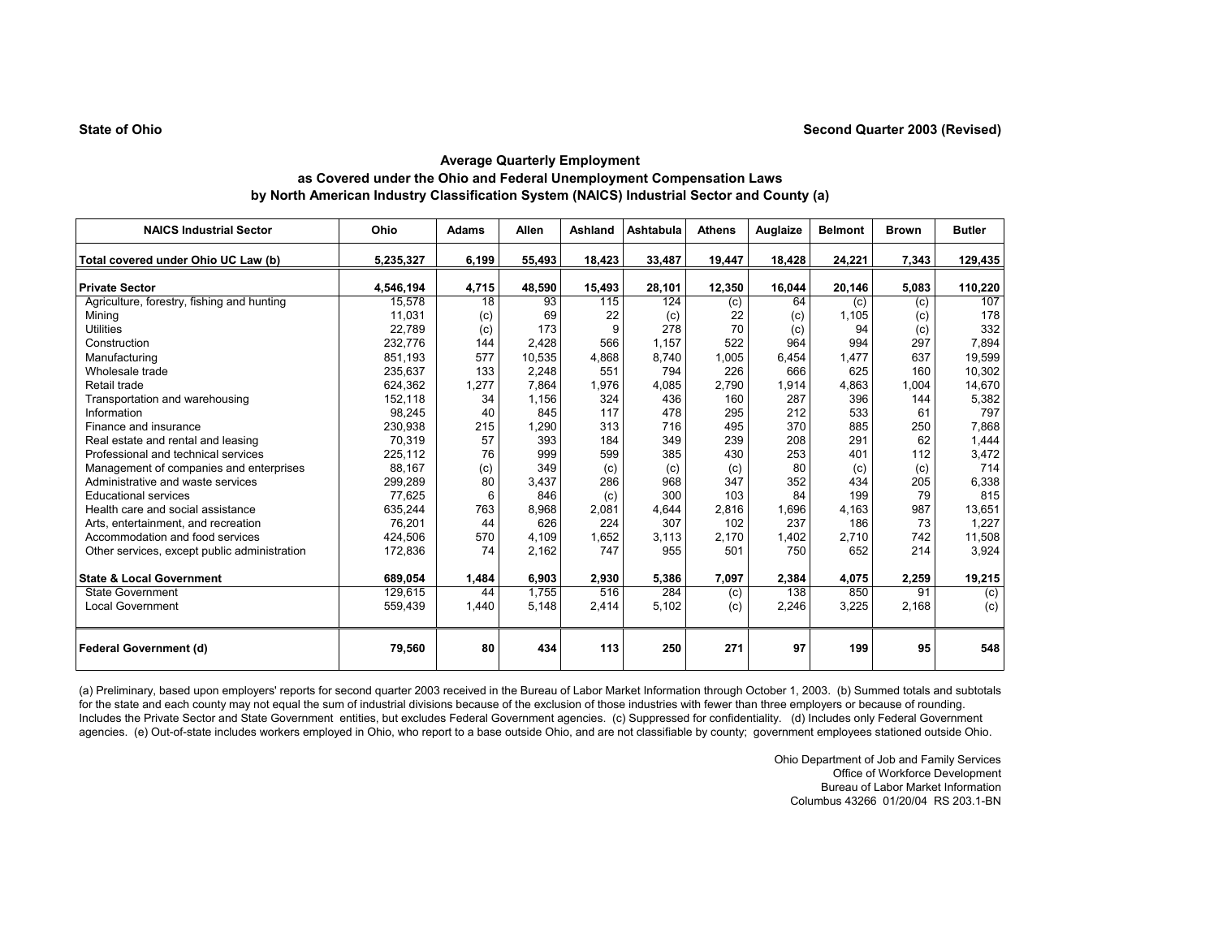**State of Ohio** **Second Quarter 2003 (Revised)**

### Average Quarterly Employment
### as Covered under the Ohio and Federal Unemployment Compensation Laws
### by North American Industry Classification System (NAICS) Industrial Sector and County (a)

| NAICS Industrial Sector | Ohio | Adams | Allen | Ashland | Ashtabula | Athens | Auglaize | Belmont | Brown | Butler |
|---|---|---|---|---|---|---|---|---|---|---|
| **Total covered under Ohio UC Law (b)** | **5,235,327** | **6,199** | **55,493** | **18,423** | **33,487** | **19,447** | **18,428** | **24,221** | **7,343** | **129,435** |
| **Private Sector** | **4,546,194** | **4,715** | **48,590** | **15,493** | **28,101** | **12,350** | **16,044** | **20,146** | **5,083** | **110,220** |
| Agriculture, forestry, fishing and hunting | 15,578 | 18 | 93 | 115 | 124 | (c) | 64 | (c) | (c) | 107 |
| Mining | 11,031 | (c) | 69 | 22 | (c) | 22 | (c) | 1,105 | (c) | 178 |
| Utilities | 22,789 | (c) | 173 | 9 | 278 | 70 | (c) | 94 | (c) | 332 |
| Construction | 232,776 | 144 | 2,428 | 566 | 1,157 | 522 | 964 | 994 | 297 | 7,894 |
| Manufacturing | 851,193 | 577 | 10,535 | 4,868 | 8,740 | 1,005 | 6,454 | 1,477 | 637 | 19,599 |
| Wholesale trade | 235,637 | 133 | 2,248 | 551 | 794 | 226 | 666 | 625 | 160 | 10,302 |
| Retail trade | 624,362 | 1,277 | 7,864 | 1,976 | 4,085 | 2,790 | 1,914 | 4,863 | 1,004 | 14,670 |
| Transportation and warehousing | 152,118 | 34 | 1,156 | 324 | 436 | 160 | 287 | 396 | 144 | 5,382 |
| Information | 98,245 | 40 | 845 | 117 | 478 | 295 | 212 | 533 | 61 | 797 |
| Finance and insurance | 230,938 | 215 | 1,290 | 313 | 716 | 495 | 370 | 885 | 250 | 7,868 |
| Real estate and rental and leasing | 70,319 | 57 | 393 | 184 | 349 | 239 | 208 | 291 | 62 | 1,444 |
| Professional and technical services | 225,112 | 76 | 999 | 599 | 385 | 430 | 253 | 401 | 112 | 3,472 |
| Management of companies and enterprises | 88,167 | (c) | 349 | (c) | (c) | (c) | 80 | (c) | (c) | 714 |
| Administrative and waste services | 299,289 | 80 | 3,437 | 286 | 968 | 347 | 352 | 434 | 205 | 6,338 |
| Educational services | 77,625 | 6 | 846 | (c) | 300 | 103 | 84 | 199 | 79 | 815 |
| Health care and social assistance | 635,244 | 763 | 8,968 | 2,081 | 4,644 | 2,816 | 1,696 | 4,163 | 987 | 13,651 |
| Arts, entertainment, and recreation | 76,201 | 44 | 626 | 224 | 307 | 102 | 237 | 186 | 73 | 1,227 |
| Accommodation and food services | 424,506 | 570 | 4,109 | 1,652 | 3,113 | 2,170 | 1,402 | 2,710 | 742 | 11,508 |
| Other services, except public administration | 172,836 | 74 | 2,162 | 747 | 955 | 501 | 750 | 652 | 214 | 3,924 |
| **State & Local Government** | **689,054** | **1,484** | **6,903** | **2,930** | **5,386** | **7,097** | **2,384** | **4,075** | **2,259** | **19,215** |
| State Government | 129,615 | 44 | 1,755 | 516 | 284 | (c) | 138 | 850 | 91 | (c) |
| Local Government | 559,439 | 1,440 | 5,148 | 2,414 | 5,102 | (c) | 2,246 | 3,225 | 2,168 | (c) |
| **Federal Government (d)** | **79,560** | **80** | **434** | **113** | **250** | **271** | **97** | **199** | **95** | **548** |

(a) Preliminary, based upon employers' reports for second quarter 2003 received in the Bureau of Labor Market Information through October 1, 2003. (b) Summed totals and subtotals for the state and each county may not equal the sum of industrial divisions because of the exclusion of those industries with fewer than three employers or because of rounding. Includes the Private Sector and State Government entities, but excludes Federal Government agencies. (c) Suppressed for confidentiality. (d) Includes only Federal Government agencies. (e) Out-of-state includes workers employed in Ohio, who report to a base outside Ohio, and are not classifiable by county; government employees stationed outside Ohio.

Ohio Department of Job and Family Services
Office of Workforce Development
Bureau of Labor Market Information
Columbus 43266 01/20/04 RS 203.1-BN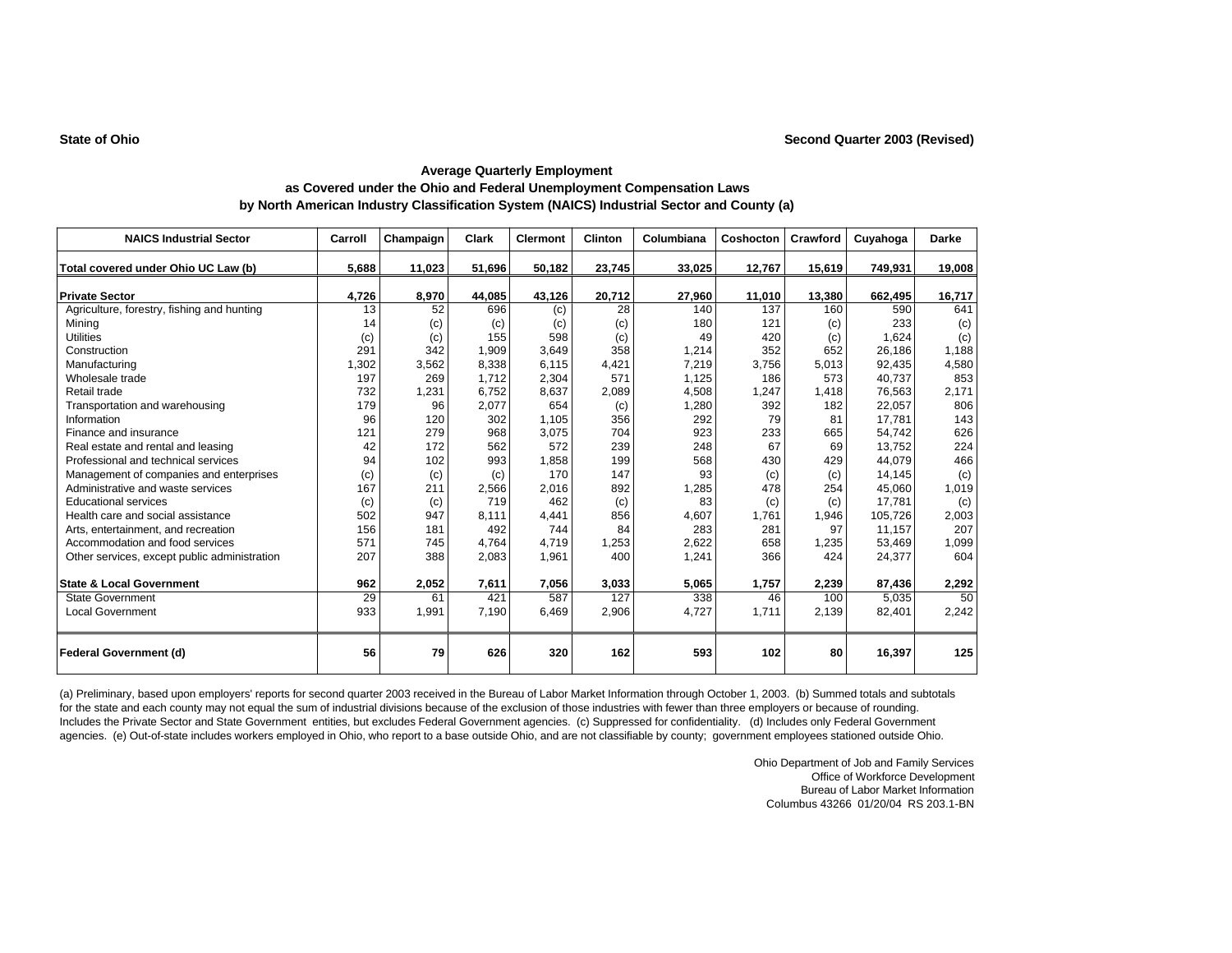**State of Ohio** **Second Quarter 2003 (Revised)**

## Average Quarterly Employment
## as Covered under the Ohio and Federal Unemployment Compensation Laws
## by North American Industry Classification System (NAICS) Industrial Sector and County (a)

| NAICS Industrial Sector | Carroll | Champaign | Clark | Clermont | Clinton | Columbiana | Coshocton | Crawford | Cuyahoga | Darke |
|---|---|---|---|---|---|---|---|---|---|---|
| **Total covered under Ohio UC Law (b)** | **5,688** | **11,023** | **51,696** | **50,182** | **23,745** | **33,025** | **12,767** | **15,619** | **749,931** | **19,008** |
| **Private Sector** | **4,726** | **8,970** | **44,085** | **43,126** | **20,712** | **27,960** | **11,010** | **13,380** | **662,495** | **16,717** |
| Agriculture, forestry, fishing and hunting | 13 | 52 | 696 | (c) | 28 | 140 | 137 | 160 | 590 | 641 |
| Mining | 14 | (c) | (c) | (c) | (c) | 180 | 121 | (c) | 233 | (c) |
| Utilities | (c) | (c) | 155 | 598 | (c) | 49 | 420 | (c) | 1,624 | (c) |
| Construction | 291 | 342 | 1,909 | 3,649 | 358 | 1,214 | 352 | 652 | 26,186 | 1,188 |
| Manufacturing | 1,302 | 3,562 | 8,338 | 6,115 | 4,421 | 7,219 | 3,756 | 5,013 | 92,435 | 4,580 |
| Wholesale trade | 197 | 269 | 1,712 | 2,304 | 571 | 1,125 | 186 | 573 | 40,737 | 853 |
| Retail trade | 732 | 1,231 | 6,752 | 8,637 | 2,089 | 4,508 | 1,247 | 1,418 | 76,563 | 2,171 |
| Transportation and warehousing | 179 | 96 | 2,077 | 654 | (c) | 1,280 | 392 | 182 | 22,057 | 806 |
| Information | 96 | 120 | 302 | 1,105 | 356 | 292 | 79 | 81 | 17,781 | 143 |
| Finance and insurance | 121 | 279 | 968 | 3,075 | 704 | 923 | 233 | 665 | 54,742 | 626 |
| Real estate and rental and leasing | 42 | 172 | 562 | 572 | 239 | 248 | 67 | 69 | 13,752 | 224 |
| Professional and technical services | 94 | 102 | 993 | 1,858 | 199 | 568 | 430 | 429 | 44,079 | 466 |
| Management of companies and enterprises | (c) | (c) | (c) | 170 | 147 | 93 | (c) | (c) | 14,145 | (c) |
| Administrative and waste services | 167 | 211 | 2,566 | 2,016 | 892 | 1,285 | 478 | 254 | 45,060 | 1,019 |
| Educational services | (c) | (c) | 719 | 462 | (c) | 83 | (c) | (c) | 17,781 | (c) |
| Health care and social assistance | 502 | 947 | 8,111 | 4,441 | 856 | 4,607 | 1,761 | 1,946 | 105,726 | 2,003 |
| Arts, entertainment, and recreation | 156 | 181 | 492 | 744 | 84 | 283 | 281 | 97 | 11,157 | 207 |
| Accommodation and food services | 571 | 745 | 4,764 | 4,719 | 1,253 | 2,622 | 658 | 1,235 | 53,469 | 1,099 |
| Other services, except public administration | 207 | 388 | 2,083 | 1,961 | 400 | 1,241 | 366 | 424 | 24,377 | 604 |
| **State & Local Government** | **962** | **2,052** | **7,611** | **7,056** | **3,033** | **5,065** | **1,757** | **2,239** | **87,436** | **2,292** |
| State Government | 29 | 61 | 421 | 587 | 127 | 338 | 46 | 100 | 5,035 | 50 |
| Local Government | 933 | 1,991 | 7,190 | 6,469 | 2,906 | 4,727 | 1,711 | 2,139 | 82,401 | 2,242 |
| **Federal Government (d)** | **56** | **79** | **626** | **320** | **162** | **593** | **102** | **80** | **16,397** | **125** |

(a) Preliminary, based upon employers' reports for second quarter 2003 received in the Bureau of Labor Market Information through October 1, 2003. (b) Summed totals and subtotals for the state and each county may not equal the sum of industrial divisions because of the exclusion of those industries with fewer than three employers or because of rounding. Includes the Private Sector and State Government entities, but excludes Federal Government agencies. (c) Suppressed for confidentiality. (d) Includes only Federal Government agencies. (e) Out-of-state includes workers employed in Ohio, who report to a base outside Ohio, and are not classifiable by county; government employees stationed outside Ohio.

Ohio Department of Job and Family Services
Office of Workforce Development
Bureau of Labor Market Information
Columbus 43266 01/20/04 RS 203.1-BN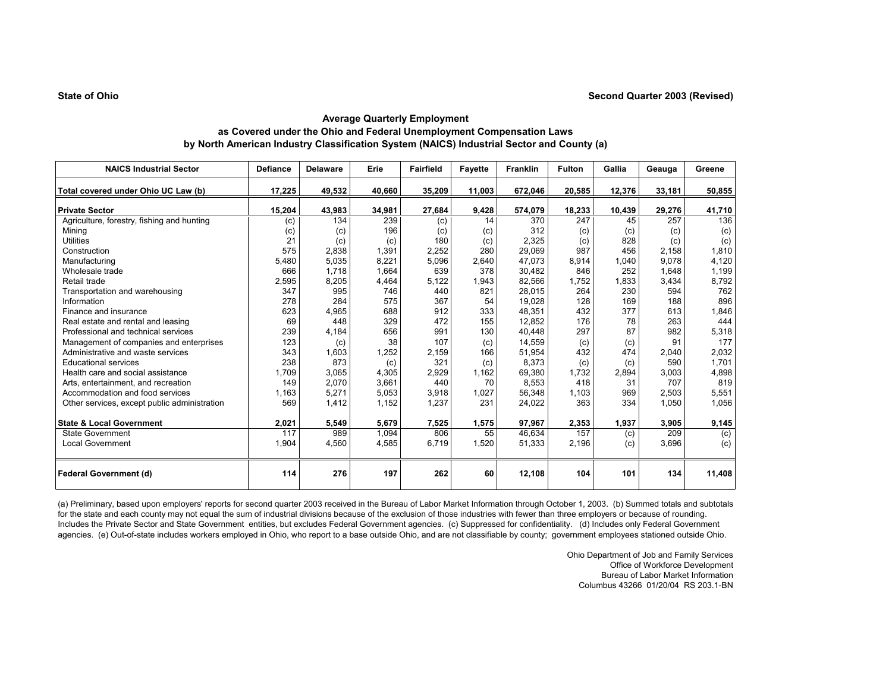**State of Ohio** **Second Quarter 2003 (Revised)**

### Average Quarterly Employment
### as Covered under the Ohio and Federal Unemployment Compensation Laws
### by North American Industry Classification System (NAICS) Industrial Sector and County (a)

| NAICS Industrial Sector | Defiance | Delaware | Erie | Fairfield | Fayette | Franklin | Fulton | Gallia | Geauga | Greene |
|---|---|---|---|---|---|---|---|---|---|---|
| **Total covered under Ohio UC Law (b)** | **17,225** | **49,532** | **40,660** | **35,209** | **11,003** | **672,046** | **20,585** | **12,376** | **33,181** | **50,855** |
| **Private Sector** | **15,204** | **43,983** | **34,981** | **27,684** | **9,428** | **574,079** | **18,233** | **10,439** | **29,276** | **41,710** |
| Agriculture, forestry, fishing and hunting | (c) | 134 | 239 | (c) | 14 | 370 | 247 | 45 | 257 | 136 |
| Mining | (c) | (c) | 196 | (c) | (c) | 312 | (c) | (c) | (c) | (c) |
| Utilities | 21 | (c) | (c) | 180 | (c) | 2,325 | (c) | 828 | (c) | (c) |
| Construction | 575 | 2,838 | 1,391 | 2,252 | 280 | 29,069 | 987 | 456 | 2,158 | 1,810 |
| Manufacturing | 5,480 | 5,035 | 8,221 | 5,096 | 2,640 | 47,073 | 8,914 | 1,040 | 9,078 | 4,120 |
| Wholesale trade | 666 | 1,718 | 1,664 | 639 | 378 | 30,482 | 846 | 252 | 1,648 | 1,199 |
| Retail trade | 2,595 | 8,205 | 4,464 | 5,122 | 1,943 | 82,566 | 1,752 | 1,833 | 3,434 | 8,792 |
| Transportation and warehousing | 347 | 995 | 746 | 440 | 821 | 28,015 | 264 | 230 | 594 | 762 |
| Information | 278 | 284 | 575 | 367 | 54 | 19,028 | 128 | 169 | 188 | 896 |
| Finance and insurance | 623 | 4,965 | 688 | 912 | 333 | 48,351 | 432 | 377 | 613 | 1,846 |
| Real estate and rental and leasing | 69 | 448 | 329 | 472 | 155 | 12,852 | 176 | 78 | 263 | 444 |
| Professional and technical services | 239 | 4,184 | 656 | 991 | 130 | 40,448 | 297 | 87 | 982 | 5,318 |
| Management of companies and enterprises | 123 | (c) | 38 | 107 | (c) | 14,559 | (c) | (c) | 91 | 177 |
| Administrative and waste services | 343 | 1,603 | 1,252 | 2,159 | 166 | 51,954 | 432 | 474 | 2,040 | 2,032 |
| Educational services | 238 | 873 | (c) | 321 | (c) | 8,373 | (c) | (c) | 590 | 1,701 |
| Health care and social assistance | 1,709 | 3,065 | 4,305 | 2,929 | 1,162 | 69,380 | 1,732 | 2,894 | 3,003 | 4,898 |
| Arts, entertainment, and recreation | 149 | 2,070 | 3,661 | 440 | 70 | 8,553 | 418 | 31 | 707 | 819 |
| Accommodation and food services | 1,163 | 5,271 | 5,053 | 3,918 | 1,027 | 56,348 | 1,103 | 969 | 2,503 | 5,551 |
| Other services, except public administration | 569 | 1,412 | 1,152 | 1,237 | 231 | 24,022 | 363 | 334 | 1,050 | 1,056 |
| **State & Local Government** | **2,021** | **5,549** | **5,679** | **7,525** | **1,575** | **97,967** | **2,353** | **1,937** | **3,905** | **9,145** |
| State Government | 117 | 989 | 1,094 | 806 | 55 | 46,634 | 157 | (c) | 209 | (c) |
| Local Government | 1,904 | 4,560 | 4,585 | 6,719 | 1,520 | 51,333 | 2,196 | (c) | 3,696 | (c) |
| **Federal Government (d)** | **114** | **276** | **197** | **262** | **60** | **12,108** | **104** | **101** | **134** | **11,408** |

(a) Preliminary, based upon employers' reports for second quarter 2003 received in the Bureau of Labor Market Information through October 1, 2003. (b) Summed totals and subtotals for the state and each county may not equal the sum of industrial divisions because of the exclusion of those industries with fewer than three employers or because of rounding. Includes the Private Sector and State Government entities, but excludes Federal Government agencies. (c) Suppressed for confidentiality. (d) Includes only Federal Government agencies. (e) Out-of-state includes workers employed in Ohio, who report to a base outside Ohio, and are not classifiable by county; government employees stationed outside Ohio.

Ohio Department of Job and Family Services
Office of Workforce Development
Bureau of Labor Market Information
Columbus 43266 01/20/04 RS 203.1-BN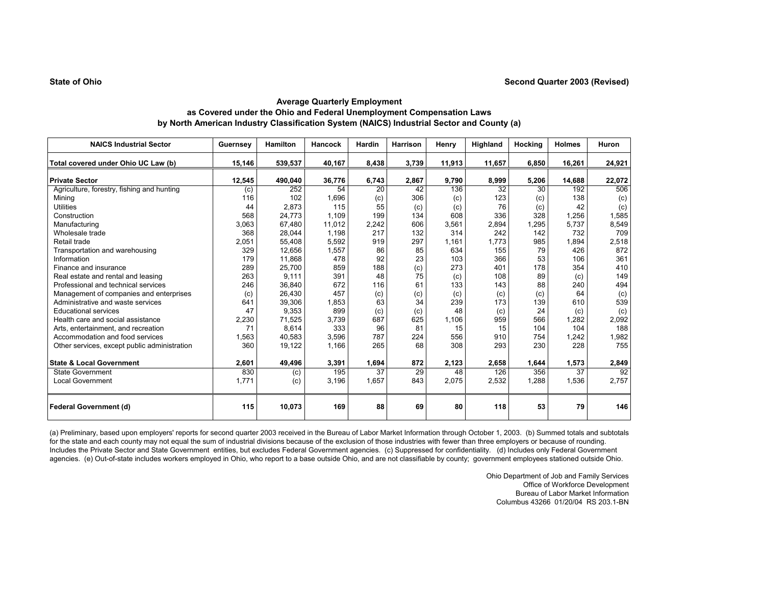State of Ohio

Second Quarter 2003 (Revised)

## Average Quarterly Employment
## as Covered under the Ohio and Federal Unemployment Compensation Laws
## by North American Industry Classification System (NAICS) Industrial Sector and County (a)

| NAICS Industrial Sector | Guernsey | Hamilton | Hancock | Hardin | Harrison | Henry | Highland | Hocking | Holmes | Huron |
|---|---|---|---|---|---|---|---|---|---|---|
| **Total covered under Ohio UC Law (b)** | **15,146** | **539,537** | **40,167** | **8,438** | **3,739** | **11,913** | **11,657** | **6,850** | **16,261** | **24,921** |
| **Private Sector** | **12,545** | **490,040** | **36,776** | **6,743** | **2,867** | **9,790** | **8,999** | **5,206** | **14,688** | **22,072** |
| Agriculture, forestry, fishing and hunting | (c) | 252 | 54 | 20 | 42 | 136 | 32 | 30 | 192 | 506 |
| Mining | 116 | 102 | 1,696 | (c) | 306 | (c) | 123 | (c) | 138 | (c) |
| Utilities | 44 | 2,873 | 115 | 55 | (c) | (c) | 76 | (c) | 42 | (c) |
| Construction | 568 | 24,773 | 1,109 | 199 | 134 | 608 | 336 | 328 | 1,256 | 1,585 |
| Manufacturing | 3,063 | 67,480 | 11,012 | 2,242 | 606 | 3,561 | 2,894 | 1,295 | 5,737 | 8,549 |
| Wholesale trade | 368 | 28,044 | 1,198 | 217 | 132 | 314 | 242 | 142 | 732 | 709 |
| Retail trade | 2,051 | 55,408 | 5,592 | 919 | 297 | 1,161 | 1,773 | 985 | 1,894 | 2,518 |
| Transportation and warehousing | 329 | 12,656 | 1,557 | 86 | 85 | 634 | 155 | 79 | 426 | 872 |
| Information | 179 | 11,868 | 478 | 92 | 23 | 103 | 366 | 53 | 106 | 361 |
| Finance and insurance | 289 | 25,700 | 859 | 188 | (c) | 273 | 401 | 178 | 354 | 410 |
| Real estate and rental and leasing | 263 | 9,111 | 391 | 48 | 75 | (c) | 108 | 89 | (c) | 149 |
| Professional and technical services | 246 | 36,840 | 672 | 116 | 61 | 133 | 143 | 88 | 240 | 494 |
| Management of companies and enterprises | (c) | 26,430 | 457 | (c) | (c) | (c) | (c) | (c) | 64 | (c) |
| Administrative and waste services | 641 | 39,306 | 1,853 | 63 | 34 | 239 | 173 | 139 | 610 | 539 |
| Educational services | 47 | 9,353 | 899 | (c) | (c) | 48 | (c) | 24 | (c) | (c) |
| Health care and social assistance | 2,230 | 71,525 | 3,739 | 687 | 625 | 1,106 | 959 | 566 | 1,282 | 2,092 |
| Arts, entertainment, and recreation | 71 | 8,614 | 333 | 96 | 81 | 15 | 15 | 104 | 104 | 188 |
| Accommodation and food services | 1,563 | 40,583 | 3,596 | 787 | 224 | 556 | 910 | 754 | 1,242 | 1,982 |
| Other services, except public administration | 360 | 19,122 | 1,166 | 265 | 68 | 308 | 293 | 230 | 228 | 755 |
| **State & Local Government** | **2,601** | **49,496** | **3,391** | **1,694** | **872** | **2,123** | **2,658** | **1,644** | **1,573** | **2,849** |
| State Government | 830 | (c) | 195 | 37 | 29 | 48 | 126 | 356 | 37 | 92 |
| Local Government | 1,771 | (c) | 3,196 | 1,657 | 843 | 2,075 | 2,532 | 1,288 | 1,536 | 2,757 |
| **Federal Government (d)** | **115** | **10,073** | **169** | **88** | **69** | **80** | **118** | **53** | **79** | **146** |

(a) Preliminary, based upon employers' reports for second quarter 2003 received in the Bureau of Labor Market Information through October 1, 2003. (b) Summed totals and subtotals for the state and each county may not equal the sum of industrial divisions because of the exclusion of those industries with fewer than three employers or because of rounding. Includes the Private Sector and State Government entities, but excludes Federal Government agencies. (c) Suppressed for confidentiality. (d) Includes only Federal Government agencies. (e) Out-of-state includes workers employed in Ohio, who report to a base outside Ohio, and are not classifiable by county; government employees stationed outside Ohio.

Ohio Department of Job and Family Services
Office of Workforce Development
Bureau of Labor Market Information
Columbus 43266 01/20/04 RS 203.1-BN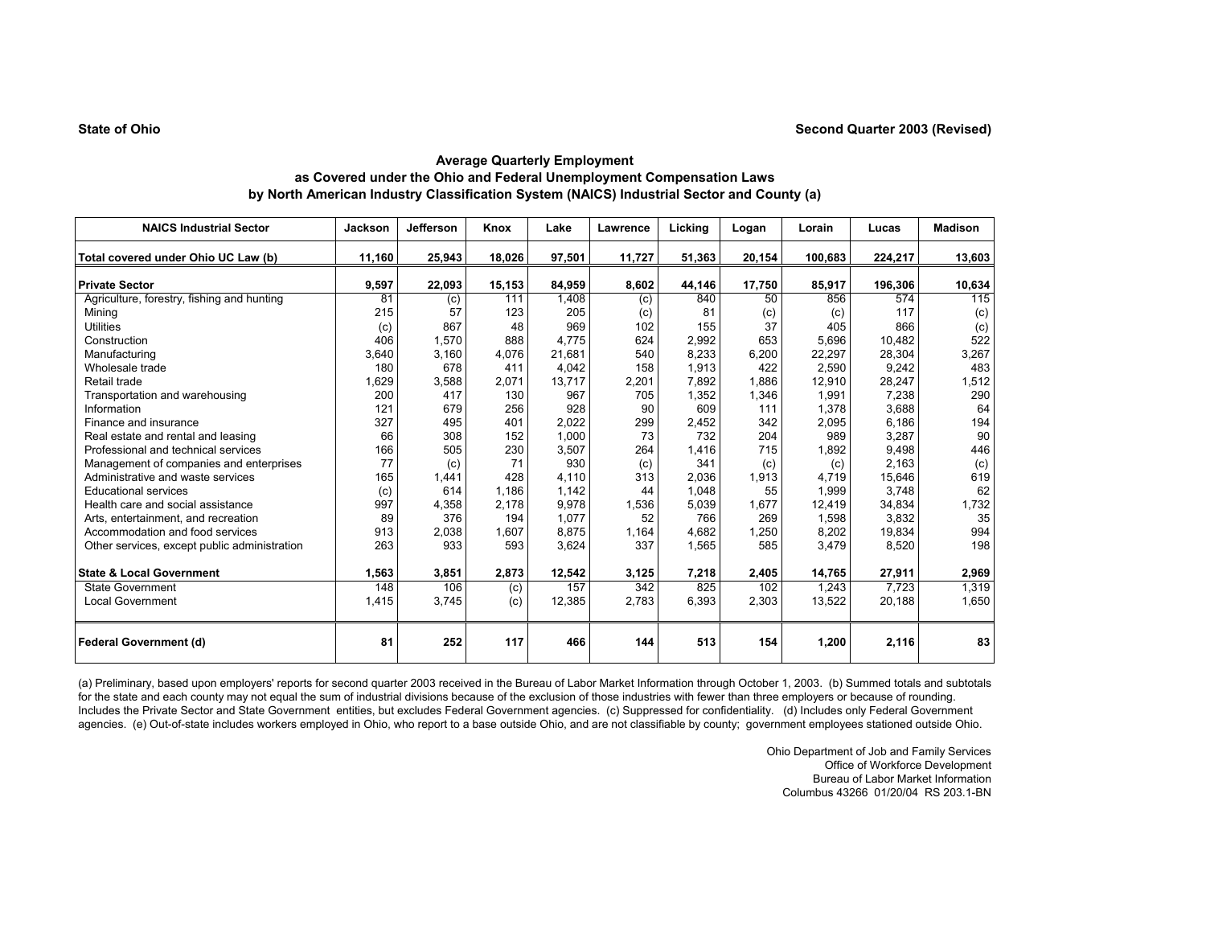**State of Ohio** **Second Quarter 2003 (Revised)**

## Average Quarterly Employment
## as Covered under the Ohio and Federal Unemployment Compensation Laws
## by North American Industry Classification System (NAICS) Industrial Sector and County (a)

| NAICS Industrial Sector | Jackson | Jefferson | Knox | Lake | Lawrence | Licking | Logan | Lorain | Lucas | Madison |
|---|---|---|---|---|---|---|---|---|---|---|
| **Total covered under Ohio UC Law (b)** | **11,160** | **25,943** | **18,026** | **97,501** | **11,727** | **51,363** | **20,154** | **100,683** | **224,217** | **13,603** |
| **Private Sector** | **9,597** | **22,093** | **15,153** | **84,959** | **8,602** | **44,146** | **17,750** | **85,917** | **196,306** | **10,634** |
| Agriculture, forestry, fishing and hunting | 81 | (c) | 111 | 1,408 | (c) | 840 | 50 | 856 | 574 | 115 |
| Mining | 215 | 57 | 123 | 205 | (c) | 81 | (c) | (c) | 117 | (c) |
| Utilities | (c) | 867 | 48 | 969 | 102 | 155 | 37 | 405 | 866 | (c) |
| Construction | 406 | 1,570 | 888 | 4,775 | 624 | 2,992 | 653 | 5,696 | 10,482 | 522 |
| Manufacturing | 3,640 | 3,160 | 4,076 | 21,681 | 540 | 8,233 | 6,200 | 22,297 | 28,304 | 3,267 |
| Wholesale trade | 180 | 678 | 411 | 4,042 | 158 | 1,913 | 422 | 2,590 | 9,242 | 483 |
| Retail trade | 1,629 | 3,588 | 2,071 | 13,717 | 2,201 | 7,892 | 1,886 | 12,910 | 28,247 | 1,512 |
| Transportation and warehousing | 200 | 417 | 130 | 967 | 705 | 1,352 | 1,346 | 1,991 | 7,238 | 290 |
| Information | 121 | 679 | 256 | 928 | 90 | 609 | 111 | 1,378 | 3,688 | 64 |
| Finance and insurance | 327 | 495 | 401 | 2,022 | 299 | 2,452 | 342 | 2,095 | 6,186 | 194 |
| Real estate and rental and leasing | 66 | 308 | 152 | 1,000 | 73 | 732 | 204 | 989 | 3,287 | 90 |
| Professional and technical services | 166 | 505 | 230 | 3,507 | 264 | 1,416 | 715 | 1,892 | 9,498 | 446 |
| Management of companies and enterprises | 77 | (c) | 71 | 930 | (c) | 341 | (c) | (c) | 2,163 | (c) |
| Administrative and waste services | 165 | 1,441 | 428 | 4,110 | 313 | 2,036 | 1,913 | 4,719 | 15,646 | 619 |
| Educational services | (c) | 614 | 1,186 | 1,142 | 44 | 1,048 | 55 | 1,999 | 3,748 | 62 |
| Health care and social assistance | 997 | 4,358 | 2,178 | 9,978 | 1,536 | 5,039 | 1,677 | 12,419 | 34,834 | 1,732 |
| Arts, entertainment, and recreation | 89 | 376 | 194 | 1,077 | 52 | 766 | 269 | 1,598 | 3,832 | 35 |
| Accommodation and food services | 913 | 2,038 | 1,607 | 8,875 | 1,164 | 4,682 | 1,250 | 8,202 | 19,834 | 994 |
| Other services, except public administration | 263 | 933 | 593 | 3,624 | 337 | 1,565 | 585 | 3,479 | 8,520 | 198 |
| **State & Local Government** | **1,563** | **3,851** | **2,873** | **12,542** | **3,125** | **7,218** | **2,405** | **14,765** | **27,911** | **2,969** |
| State Government | 148 | 106 | (c) | 157 | 342 | 825 | 102 | 1,243 | 7,723 | 1,319 |
| Local Government | 1,415 | 3,745 | (c) | 12,385 | 2,783 | 6,393 | 2,303 | 13,522 | 20,188 | 1,650 |
| **Federal Government (d)** | **81** | **252** | **117** | **466** | **144** | **513** | **154** | **1,200** | **2,116** | **83** |

(a) Preliminary, based upon employers' reports for second quarter 2003 received in the Bureau of Labor Market Information through October 1, 2003. (b) Summed totals and subtotals for the state and each county may not equal the sum of industrial divisions because of the exclusion of those industries with fewer than three employers or because of rounding. Includes the Private Sector and State Government entities, but excludes Federal Government agencies. (c) Suppressed for confidentiality. (d) Includes only Federal Government agencies. (e) Out-of-state includes workers employed in Ohio, who report to a base outside Ohio, and are not classifiable by county; government employees stationed outside Ohio.

Ohio Department of Job and Family Services
Office of Workforce Development
Bureau of Labor Market Information
Columbus 43266 01/20/04 RS 203.1-BN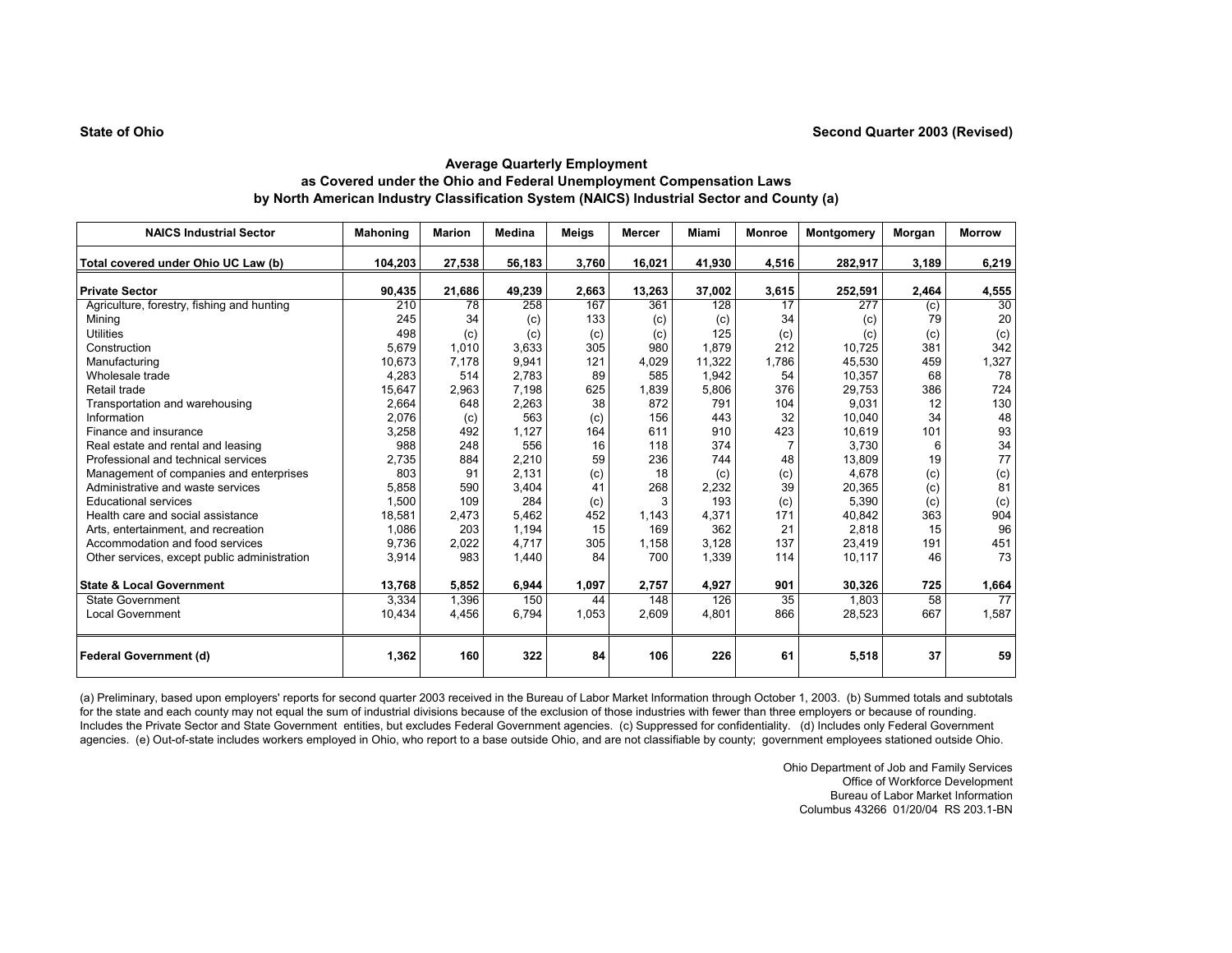**State of Ohio** **Second Quarter 2003 (Revised)**

### Average Quarterly Employment
### as Covered under the Ohio and Federal Unemployment Compensation Laws
### by North American Industry Classification System (NAICS) Industrial Sector and County (a)

| NAICS Industrial Sector | Mahoning | Marion | Medina | Meigs | Mercer | Miami | Monroe | Montgomery | Morgan | Morrow |
|---|---|---|---|---|---|---|---|---|---|---|
| **Total covered under Ohio UC Law (b)** | **104,203** | **27,538** | **56,183** | **3,760** | **16,021** | **41,930** | **4,516** | **282,917** | **3,189** | **6,219** |
| **Private Sector** | **90,435** | **21,686** | **49,239** | **2,663** | **13,263** | **37,002** | **3,615** | **252,591** | **2,464** | **4,555** |
| Agriculture, forestry, fishing and hunting | 210 | 78 | 258 | 167 | 361 | 128 | 17 | 277 | (c) | 30 |
| Mining | 245 | 34 | (c) | 133 | (c) | (c) | 34 | (c) | 79 | 20 |
| Utilities | 498 | (c) | (c) | (c) | (c) | 125 | (c) | (c) | (c) | (c) |
| Construction | 5,679 | 1,010 | 3,633 | 305 | 980 | 1,879 | 212 | 10,725 | 381 | 342 |
| Manufacturing | 10,673 | 7,178 | 9,941 | 121 | 4,029 | 11,322 | 1,786 | 45,530 | 459 | 1,327 |
| Wholesale trade | 4,283 | 514 | 2,783 | 89 | 585 | 1,942 | 54 | 10,357 | 68 | 78 |
| Retail trade | 15,647 | 2,963 | 7,198 | 625 | 1,839 | 5,806 | 376 | 29,753 | 386 | 724 |
| Transportation and warehousing | 2,664 | 648 | 2,263 | 38 | 872 | 791 | 104 | 9,031 | 12 | 130 |
| Information | 2,076 | (c) | 563 | (c) | 156 | 443 | 32 | 10,040 | 34 | 48 |
| Finance and insurance | 3,258 | 492 | 1,127 | 164 | 611 | 910 | 423 | 10,619 | 101 | 93 |
| Real estate and rental and leasing | 988 | 248 | 556 | 16 | 118 | 374 | 7 | 3,730 | 6 | 34 |
| Professional and technical services | 2,735 | 884 | 2,210 | 59 | 236 | 744 | 48 | 13,809 | 19 | 77 |
| Management of companies and enterprises | 803 | 91 | 2,131 | (c) | 18 | (c) | (c) | 4,678 | (c) | (c) |
| Administrative and waste services | 5,858 | 590 | 3,404 | 41 | 268 | 2,232 | 39 | 20,365 | (c) | 81 |
| Educational services | 1,500 | 109 | 284 | (c) | 3 | 193 | (c) | 5,390 | (c) | (c) |
| Health care and social assistance | 18,581 | 2,473 | 5,462 | 452 | 1,143 | 4,371 | 171 | 40,842 | 363 | 904 |
| Arts, entertainment, and recreation | 1,086 | 203 | 1,194 | 15 | 169 | 362 | 21 | 2,818 | 15 | 96 |
| Accommodation and food services | 9,736 | 2,022 | 4,717 | 305 | 1,158 | 3,128 | 137 | 23,419 | 191 | 451 |
| Other services, except public administration | 3,914 | 983 | 1,440 | 84 | 700 | 1,339 | 114 | 10,117 | 46 | 73 |
| **State & Local Government** | **13,768** | **5,852** | **6,944** | **1,097** | **2,757** | **4,927** | **901** | **30,326** | **725** | **1,664** |
| State Government | 3,334 | 1,396 | 150 | 44 | 148 | 126 | 35 | 1,803 | 58 | 77 |
| Local Government | 10,434 | 4,456 | 6,794 | 1,053 | 2,609 | 4,801 | 866 | 28,523 | 667 | 1,587 |
| **Federal Government (d)** | **1,362** | **160** | **322** | **84** | **106** | **226** | **61** | **5,518** | **37** | **59** |

(a) Preliminary, based upon employers' reports for second quarter 2003 received in the Bureau of Labor Market Information through October 1, 2003. (b) Summed totals and subtotals for the state and each county may not equal the sum of industrial divisions because of the exclusion of those industries with fewer than three employers or because of rounding. Includes the Private Sector and State Government entities, but excludes Federal Government agencies. (c) Suppressed for confidentiality. (d) Includes only Federal Government agencies. (e) Out-of-state includes workers employed in Ohio, who report to a base outside Ohio, and are not classifiable by county; government employees stationed outside Ohio.

Ohio Department of Job and Family Services
Office of Workforce Development
Bureau of Labor Market Information
Columbus 43266 01/20/04 RS 203.1-BN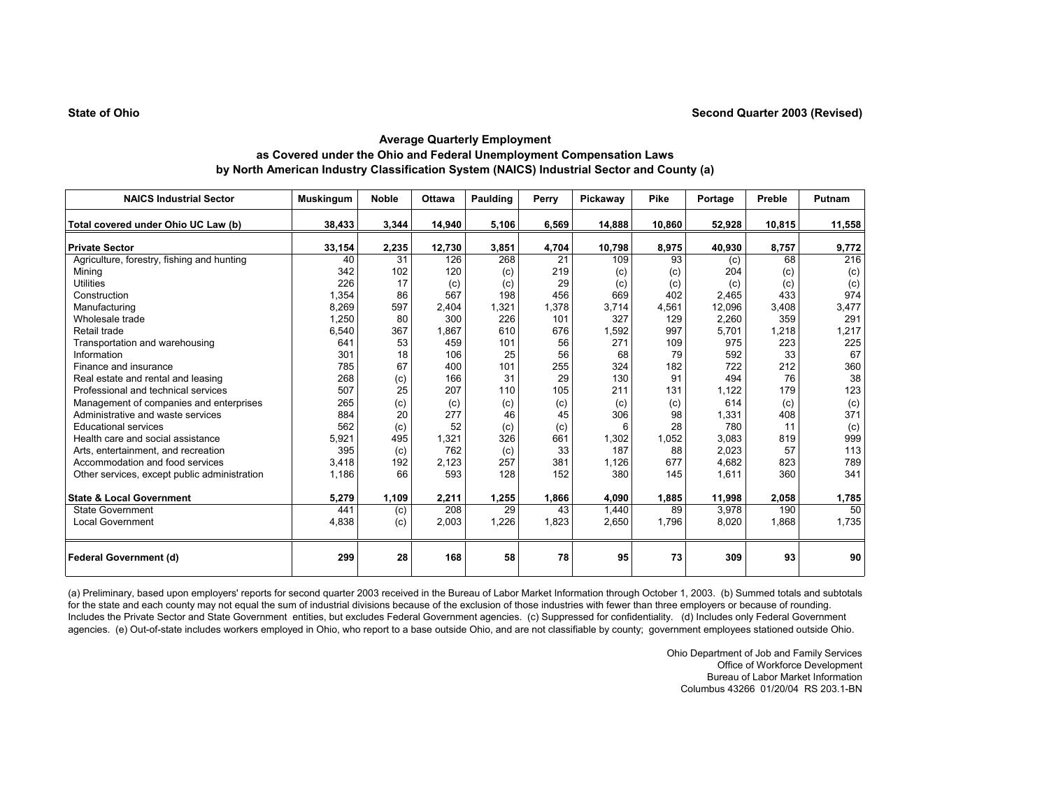**State of Ohio** **Second Quarter 2003 (Revised)**

## Average Quarterly Employment
## as Covered under the Ohio and Federal Unemployment Compensation Laws
## by North American Industry Classification System (NAICS) Industrial Sector and County (a)

| NAICS Industrial Sector | Muskingum | Noble | Ottawa | Paulding | Perry | Pickaway | Pike | Portage | Preble | Putnam |
|---|---|---|---|---|---|---|---|---|---|---|
| **Total covered under Ohio UC Law (b)** | **38,433** | **3,344** | **14,940** | **5,106** | **6,569** | **14,888** | **10,860** | **52,928** | **10,815** | **11,558** |
| **Private Sector** | **33,154** | **2,235** | **12,730** | **3,851** | **4,704** | **10,798** | **8,975** | **40,930** | **8,757** | **9,772** |
| Agriculture, forestry, fishing and hunting | 40 | 31 | 126 | 268 | 21 | 109 | 93 | (c) | 68 | 216 |
| Mining | 342 | 102 | 120 | (c) | 219 | (c) | (c) | 204 | (c) | (c) |
| Utilities | 226 | 17 | (c) | (c) | 29 | (c) | (c) | (c) | (c) | (c) |
| Construction | 1,354 | 86 | 567 | 198 | 456 | 669 | 402 | 2,465 | 433 | 974 |
| Manufacturing | 8,269 | 597 | 2,404 | 1,321 | 1,378 | 3,714 | 4,561 | 12,096 | 3,408 | 3,477 |
| Wholesale trade | 1,250 | 80 | 300 | 226 | 101 | 327 | 129 | 2,260 | 359 | 291 |
| Retail trade | 6,540 | 367 | 1,867 | 610 | 676 | 1,592 | 997 | 5,701 | 1,218 | 1,217 |
| Transportation and warehousing | 641 | 53 | 459 | 101 | 56 | 271 | 109 | 975 | 223 | 225 |
| Information | 301 | 18 | 106 | 25 | 56 | 68 | 79 | 592 | 33 | 67 |
| Finance and insurance | 785 | 67 | 400 | 101 | 255 | 324 | 182 | 722 | 212 | 360 |
| Real estate and rental and leasing | 268 | (c) | 166 | 31 | 29 | 130 | 91 | 494 | 76 | 38 |
| Professional and technical services | 507 | 25 | 207 | 110 | 105 | 211 | 131 | 1,122 | 179 | 123 |
| Management of companies and enterprises | 265 | (c) | (c) | (c) | (c) | (c) | (c) | 614 | (c) | (c) |
| Administrative and waste services | 884 | 20 | 277 | 46 | 45 | 306 | 98 | 1,331 | 408 | 371 |
| Educational services | 562 | (c) | 52 | (c) | (c) | 6 | 28 | 780 | 11 | (c) |
| Health care and social assistance | 5,921 | 495 | 1,321 | 326 | 661 | 1,302 | 1,052 | 3,083 | 819 | 999 |
| Arts, entertainment, and recreation | 395 | (c) | 762 | (c) | 33 | 187 | 88 | 2,023 | 57 | 113 |
| Accommodation and food services | 3,418 | 192 | 2,123 | 257 | 381 | 1,126 | 677 | 4,682 | 823 | 789 |
| Other services, except public administration | 1,186 | 66 | 593 | 128 | 152 | 380 | 145 | 1,611 | 360 | 341 |
| **State & Local Government** | **5,279** | **1,109** | **2,211** | **1,255** | **1,866** | **4,090** | **1,885** | **11,998** | **2,058** | **1,785** |
| State Government | 441 | (c) | 208 | 29 | 43 | 1,440 | 89 | 3,978 | 190 | 50 |
| Local Government | 4,838 | (c) | 2,003 | 1,226 | 1,823 | 2,650 | 1,796 | 8,020 | 1,868 | 1,735 |
| **Federal Government (d)** | **299** | **28** | **168** | **58** | **78** | **95** | **73** | **309** | **93** | **90** |

(a) Preliminary, based upon employers' reports for second quarter 2003 received in the Bureau of Labor Market Information through October 1, 2003. (b) Summed totals and subtotals for the state and each county may not equal the sum of industrial divisions because of the exclusion of those industries with fewer than three employers or because of rounding. Includes the Private Sector and State Government entities, but excludes Federal Government agencies. (c) Suppressed for confidentiality. (d) Includes only Federal Government agencies. (e) Out-of-state includes workers employed in Ohio, who report to a base outside Ohio, and are not classifiable by county; government employees stationed outside Ohio.

Ohio Department of Job and Family Services
Office of Workforce Development
Bureau of Labor Market Information
Columbus 43266 01/20/04 RS 203.1-BN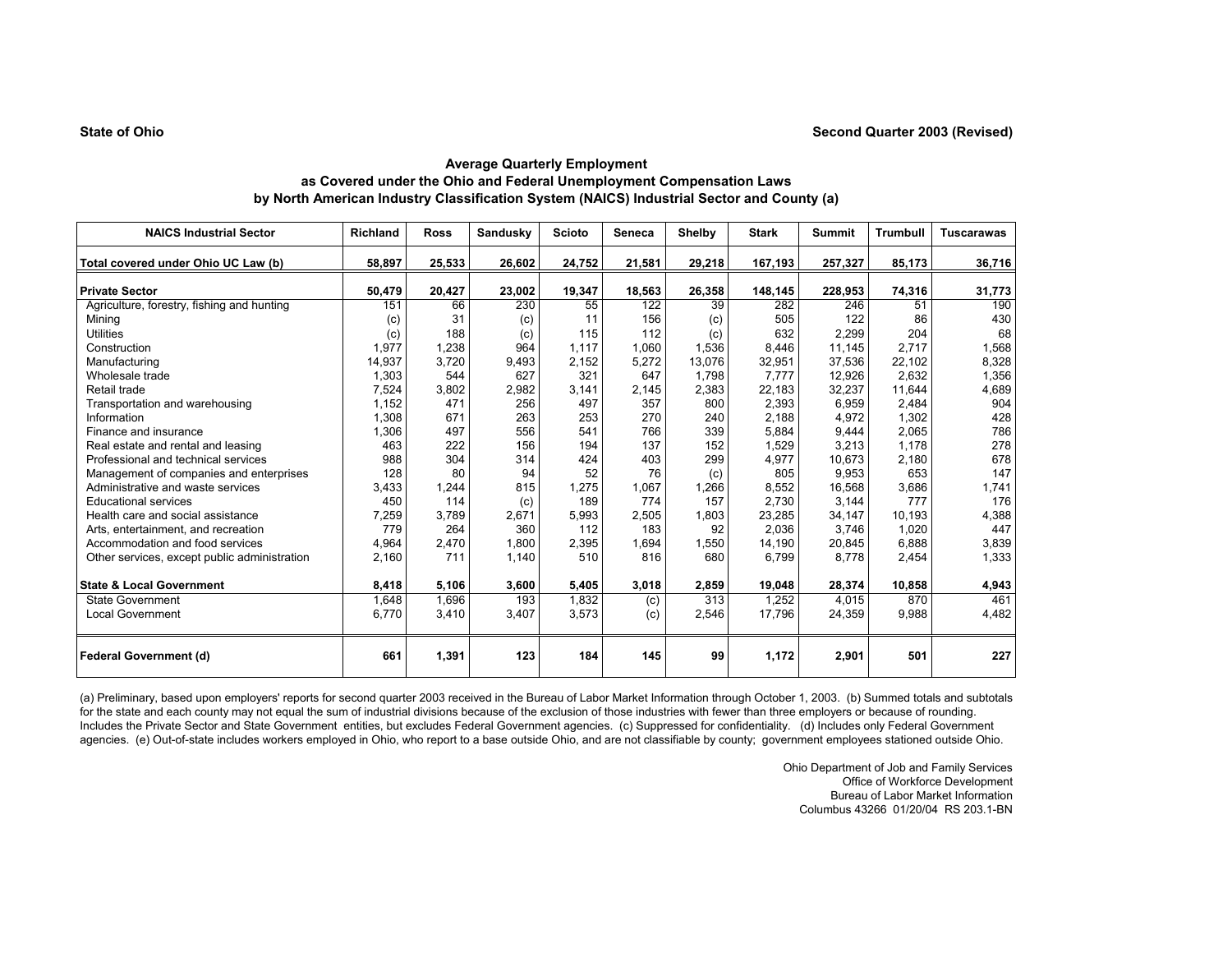**State of Ohio** **Second Quarter 2003 (Revised)**

## Average Quarterly Employment as Covered under the Ohio and Federal Unemployment Compensation Laws by North American Industry Classification System (NAICS) Industrial Sector and County (a)

| NAICS Industrial Sector | Richland | Ross | Sandusky | Scioto | Seneca | Shelby | Stark | Summit | Trumbull | Tuscarawas |
|---|---|---|---|---|---|---|---|---|---|---|
| **Total covered under Ohio UC Law (b)** | **58,897** | **25,533** | **26,602** | **24,752** | **21,581** | **29,218** | **167,193** | **257,327** | **85,173** | **36,716** |
| **Private Sector** | **50,479** | **20,427** | **23,002** | **19,347** | **18,563** | **26,358** | **148,145** | **228,953** | **74,316** | **31,773** |
| Agriculture, forestry, fishing and hunting | 151 | 66 | 230 | 55 | 122 | 39 | 282 | 246 | 51 | 190 |
| Mining | (c) | 31 | (c) | 11 | 156 | (c) | 505 | 122 | 86 | 430 |
| Utilities | (c) | 188 | (c) | 115 | 112 | (c) | 632 | 2,299 | 204 | 68 |
| Construction | 1,977 | 1,238 | 964 | 1,117 | 1,060 | 1,536 | 8,446 | 11,145 | 2,717 | 1,568 |
| Manufacturing | 14,937 | 3,720 | 9,493 | 2,152 | 5,272 | 13,076 | 32,951 | 37,536 | 22,102 | 8,328 |
| Wholesale trade | 1,303 | 544 | 627 | 321 | 647 | 1,798 | 7,777 | 12,926 | 2,632 | 1,356 |
| Retail trade | 7,524 | 3,802 | 2,982 | 3,141 | 2,145 | 2,383 | 22,183 | 32,237 | 11,644 | 4,689 |
| Transportation and warehousing | 1,152 | 471 | 256 | 497 | 357 | 800 | 2,393 | 6,959 | 2,484 | 904 |
| Information | 1,308 | 671 | 263 | 253 | 270 | 240 | 2,188 | 4,972 | 1,302 | 428 |
| Finance and insurance | 1,306 | 497 | 556 | 541 | 766 | 339 | 5,884 | 9,444 | 2,065 | 786 |
| Real estate and rental and leasing | 463 | 222 | 156 | 194 | 137 | 152 | 1,529 | 3,213 | 1,178 | 278 |
| Professional and technical services | 988 | 304 | 314 | 424 | 403 | 299 | 4,977 | 10,673 | 2,180 | 678 |
| Management of companies and enterprises | 128 | 80 | 94 | 52 | 76 | (c) | 805 | 9,953 | 653 | 147 |
| Administrative and waste services | 3,433 | 1,244 | 815 | 1,275 | 1,067 | 1,266 | 8,552 | 16,568 | 3,686 | 1,741 |
| Educational services | 450 | 114 | (c) | 189 | 774 | 157 | 2,730 | 3,144 | 777 | 176 |
| Health care and social assistance | 7,259 | 3,789 | 2,671 | 5,993 | 2,505 | 1,803 | 23,285 | 34,147 | 10,193 | 4,388 |
| Arts, entertainment, and recreation | 779 | 264 | 360 | 112 | 183 | 92 | 2,036 | 3,746 | 1,020 | 447 |
| Accommodation and food services | 4,964 | 2,470 | 1,800 | 2,395 | 1,694 | 1,550 | 14,190 | 20,845 | 6,888 | 3,839 |
| Other services, except public administration | 2,160 | 711 | 1,140 | 510 | 816 | 680 | 6,799 | 8,778 | 2,454 | 1,333 |
| **State & Local Government** | **8,418** | **5,106** | **3,600** | **5,405** | **3,018** | **2,859** | **19,048** | **28,374** | **10,858** | **4,943** |
| State Government | 1,648 | 1,696 | 193 | 1,832 | (c) | 313 | 1,252 | 4,015 | 870 | 461 |
| Local Government | 6,770 | 3,410 | 3,407 | 3,573 | (c) | 2,546 | 17,796 | 24,359 | 9,988 | 4,482 |
| **Federal Government (d)** | **661** | **1,391** | **123** | **184** | **145** | **99** | **1,172** | **2,901** | **501** | **227** |

(a) Preliminary, based upon employers' reports for second quarter 2003 received in the Bureau of Labor Market Information through October 1, 2003. (b) Summed totals and subtotals for the state and each county may not equal the sum of industrial divisions because of the exclusion of those industries with fewer than three employers or because of rounding. Includes the Private Sector and State Government entities, but excludes Federal Government agencies. (c) Suppressed for confidentiality. (d) Includes only Federal Government agencies. (e) Out-of-state includes workers employed in Ohio, who report to a base outside Ohio, and are not classifiable by county; government employees stationed outside Ohio.

Ohio Department of Job and Family Services
Office of Workforce Development
Bureau of Labor Market Information
Columbus 43266 01/20/04 RS 203.1-BN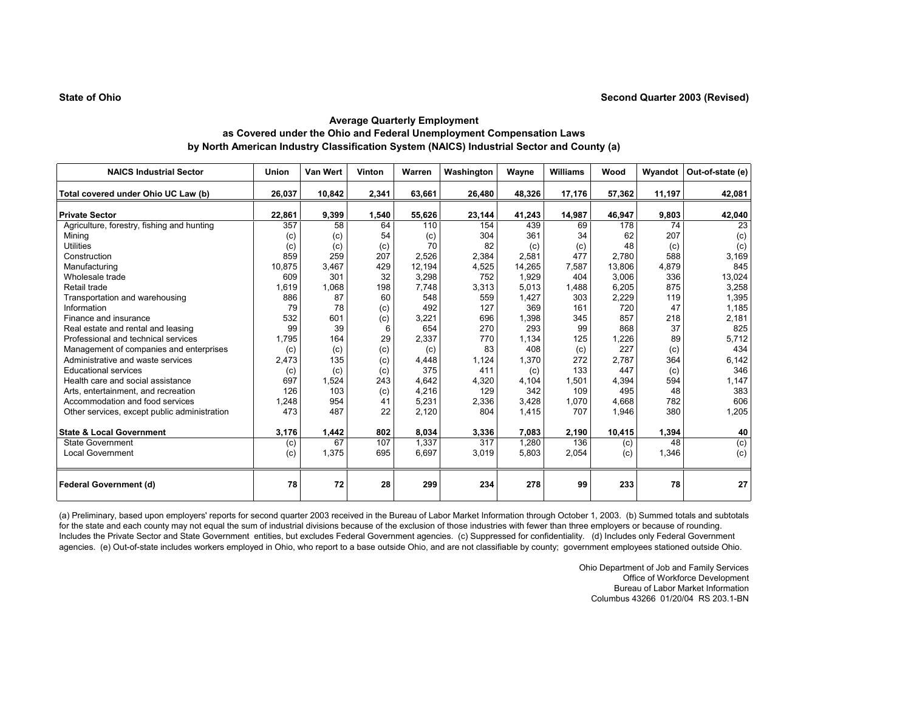**State of Ohio** **Second Quarter 2003 (Revised)**

### Average Quarterly Employment
### as Covered under the Ohio and Federal Unemployment Compensation Laws
### by North American Industry Classification System (NAICS) Industrial Sector and County (a)

| NAICS Industrial Sector | Union | Van Wert | Vinton | Warren | Washington | Wayne | Williams | Wood | Wyandot | Out-of-state (e) |
|---|---|---|---|---|---|---|---|---|---|---|
| **Total covered under Ohio UC Law (b)** | **26,037** | **10,842** | **2,341** | **63,661** | **26,480** | **48,326** | **17,176** | **57,362** | **11,197** | **42,081** |
| **Private Sector** | **22,861** | **9,399** | **1,540** | **55,626** | **23,144** | **41,243** | **14,987** | **46,947** | **9,803** | **42,040** |
| Agriculture, forestry, fishing and hunting | 357 | 58 | 64 | 110 | 154 | 439 | 69 | 178 | 74 | 23 |
| Mining | (c) | (c) | 54 | (c) | 304 | 361 | 34 | 62 | 207 | (c) |
| Utilities | (c) | (c) | (c) | 70 | 82 | (c) | (c) | 48 | (c) | (c) |
| Construction | 859 | 259 | 207 | 2,526 | 2,384 | 2,581 | 477 | 2,780 | 588 | 3,169 |
| Manufacturing | 10,875 | 3,467 | 429 | 12,194 | 4,525 | 14,265 | 7,587 | 13,806 | 4,879 | 845 |
| Wholesale trade | 609 | 301 | 32 | 3,298 | 752 | 1,929 | 404 | 3,006 | 336 | 13,024 |
| Retail trade | 1,619 | 1,068 | 198 | 7,748 | 3,313 | 5,013 | 1,488 | 6,205 | 875 | 3,258 |
| Transportation and warehousing | 886 | 87 | 60 | 548 | 559 | 1,427 | 303 | 2,229 | 119 | 1,395 |
| Information | 79 | 78 | (c) | 492 | 127 | 369 | 161 | 720 | 47 | 1,185 |
| Finance and insurance | 532 | 601 | (c) | 3,221 | 696 | 1,398 | 345 | 857 | 218 | 2,181 |
| Real estate and rental and leasing | 99 | 39 | 6 | 654 | 270 | 293 | 99 | 868 | 37 | 825 |
| Professional and technical services | 1,795 | 164 | 29 | 2,337 | 770 | 1,134 | 125 | 1,226 | 89 | 5,712 |
| Management of companies and enterprises | (c) | (c) | (c) | (c) | 83 | 408 | (c) | 227 | (c) | 434 |
| Administrative and waste services | 2,473 | 135 | (c) | 4,448 | 1,124 | 1,370 | 272 | 2,787 | 364 | 6,142 |
| Educational services | (c) | (c) | (c) | 375 | 411 | (c) | 133 | 447 | (c) | 346 |
| Health care and social assistance | 697 | 1,524 | 243 | 4,642 | 4,320 | 4,104 | 1,501 | 4,394 | 594 | 1,147 |
| Arts, entertainment, and recreation | 126 | 103 | (c) | 4,216 | 129 | 342 | 109 | 495 | 48 | 383 |
| Accommodation and food services | 1,248 | 954 | 41 | 5,231 | 2,336 | 3,428 | 1,070 | 4,668 | 782 | 606 |
| Other services, except public administration | 473 | 487 | 22 | 2,120 | 804 | 1,415 | 707 | 1,946 | 380 | 1,205 |
| **State & Local Government** | **3,176** | **1,442** | **802** | **8,034** | **3,336** | **7,083** | **2,190** | **10,415** | **1,394** | **40** |
| State Government | (c) | 67 | 107 | 1,337 | 317 | 1,280 | 136 | (c) | 48 | (c) |
| Local Government | (c) | 1,375 | 695 | 6,697 | 3,019 | 5,803 | 2,054 | (c) | 1,346 | (c) |
| **Federal Government (d)** | **78** | **72** | **28** | **299** | **234** | **278** | **99** | **233** | **78** | **27** |

(a) Preliminary, based upon employers' reports for second quarter 2003 received in the Bureau of Labor Market Information through October 1, 2003. (b) Summed totals and subtotals for the state and each county may not equal the sum of industrial divisions because of the exclusion of those industries with fewer than three employers or because of rounding. Includes the Private Sector and State Government entities, but excludes Federal Government agencies. (c) Suppressed for confidentiality. (d) Includes only Federal Government agencies. (e) Out-of-state includes workers employed in Ohio, who report to a base outside Ohio, and are not classifiable by county; government employees stationed outside Ohio.

Ohio Department of Job and Family Services
Office of Workforce Development
Bureau of Labor Market Information
Columbus 43266 01/20/04 RS 203.1-BN